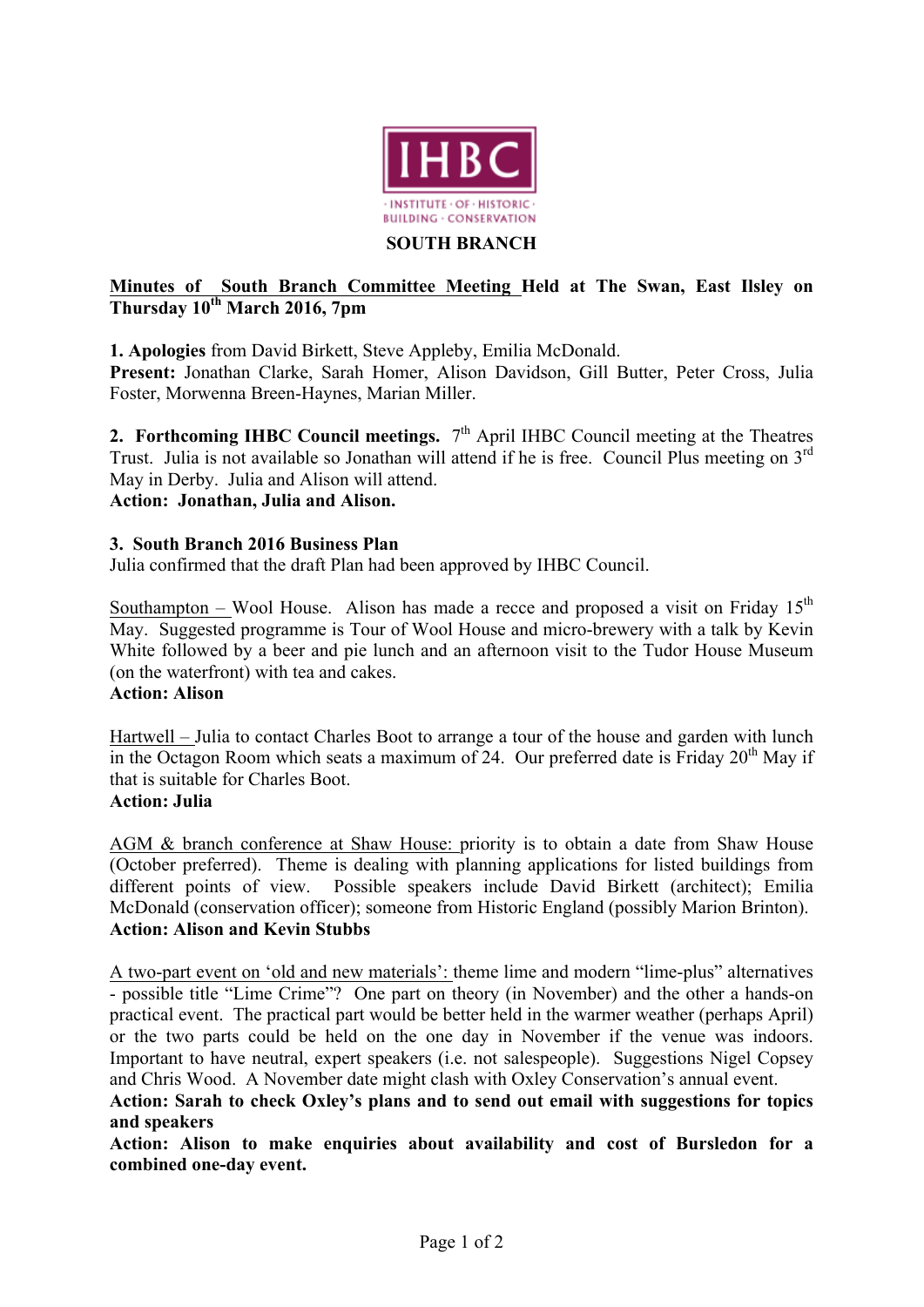IHBC

INSTITUTE · OF · HISTORIC · BUILDING · CONSERVATION

**SOUTH BRANCH**

**Minutes of South Branch Committee Meeting Held at The Swan, East Ilsley on Thursday 10th March 2016, 7pm**

**1. Apologies** from David Birkett, Steve Appleby, Emilia McDonald.
**Present:** Jonathan Clarke, Sarah Homer, Alison Davidson, Gill Butter, Peter Cross, Julia Foster, Morwenna Breen-Haynes, Marian Miller.

**2. Forthcoming IHBC Council meetings.** 7th April IHBC Council meeting at the Theatres Trust. Julia is not available so Jonathan will attend if he is free. Council Plus meeting on 3rd May in Derby. Julia and Alison will attend.
**Action: Jonathan, Julia and Alison.**

**3. South Branch 2016 Business Plan**
Julia confirmed that the draft Plan had been approved by IHBC Council.

Southampton – Wool House. Alison has made a recce and proposed a visit on Friday 15th May. Suggested programme is Tour of Wool House and micro-brewery with a talk by Kevin White followed by a beer and pie lunch and an afternoon visit to the Tudor House Museum (on the waterfront) with tea and cakes.
**Action: Alison**

Hartwell – Julia to contact Charles Boot to arrange a tour of the house and garden with lunch in the Octagon Room which seats a maximum of 24. Our preferred date is Friday 20th May if that is suitable for Charles Boot.
**Action: Julia**

AGM & branch conference at Shaw House: priority is to obtain a date from Shaw House (October preferred). Theme is dealing with planning applications for listed buildings from different points of view. Possible speakers include David Birkett (architect); Emilia McDonald (conservation officer); someone from Historic England (possibly Marion Brinton).
**Action: Alison and Kevin Stubbs**

A two-part event on 'old and new materials': theme lime and modern "lime-plus" alternatives - possible title "Lime Crime"? One part on theory (in November) and the other a hands-on practical event. The practical part would be better held in the warmer weather (perhaps April) or the two parts could be held on the one day in November if the venue was indoors. Important to have neutral, expert speakers (i.e. not salespeople). Suggestions Nigel Copsey and Chris Wood. A November date might clash with Oxley Conservation's annual event.
**Action: Sarah to check Oxley's plans and to send out email with suggestions for topics and speakers**
**Action: Alison to make enquiries about availability and cost of Bursledon for a combined one-day event.**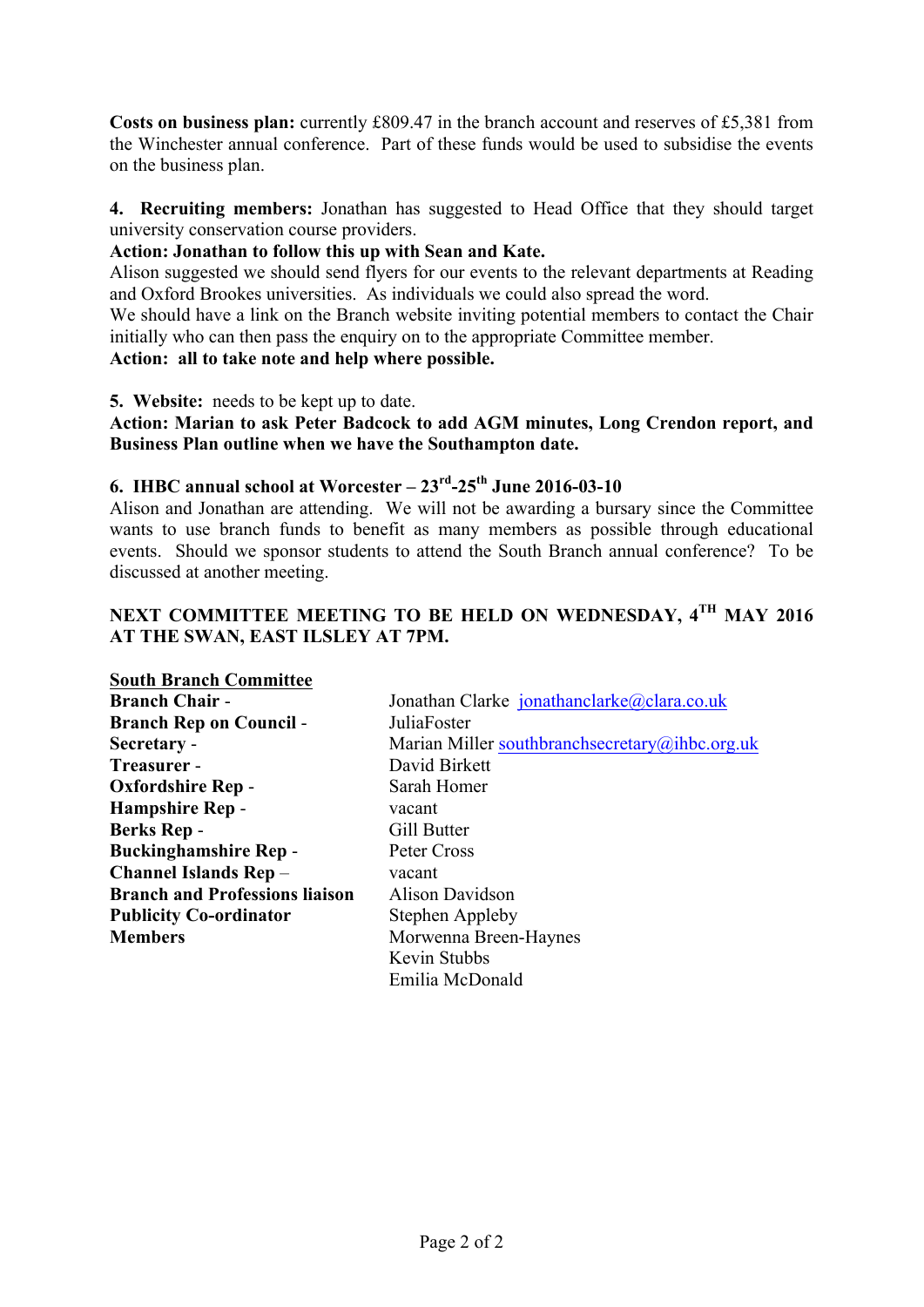**Costs on business plan:** currently £809.47 in the branch account and reserves of £5,381 from the Winchester annual conference. Part of these funds would be used to subsidise the events on the business plan.

**4. Recruiting members:** Jonathan has suggested to Head Office that they should target university conservation course providers.

**Action: Jonathan to follow this up with Sean and Kate.**

Alison suggested we should send flyers for our events to the relevant departments at Reading and Oxford Brookes universities. As individuals we could also spread the word.

We should have a link on the Branch website inviting potential members to contact the Chair initially who can then pass the enquiry on to the appropriate Committee member.

**Action: all to take note and help where possible.**

**5. Website:** needs to be kept up to date.

**Action: Marian to ask Peter Badcock to add AGM minutes, Long Crendon report, and Business Plan outline when we have the Southampton date.**

**6. IHBC annual school at Worcester – 23rd-25th June 2016-03-10**

Alison and Jonathan are attending. We will not be awarding a bursary since the Committee wants to use branch funds to benefit as many members as possible through educational events. Should we sponsor students to attend the South Branch annual conference? To be discussed at another meeting.

**NEXT COMMITTEE MEETING TO BE HELD ON WEDNESDAY, 4TH MAY 2016 AT THE SWAN, EAST ILSLEY AT 7PM.**

**South Branch Committee**

| | |
|---|---|
| **Branch Chair** - | Jonathan Clarke jonathanclarke@clara.co.uk |
| **Branch Rep on Council** - | JuliaFoster |
| **Secretary** - | Marian Miller southbranchsecretary@ihbc.org.uk |
| **Treasurer** - | David Birkett |
| **Oxfordshire Rep** - | Sarah Homer |
| **Hampshire Rep** - | vacant |
| **Berks Rep** - | Gill Butter |
| **Buckinghamshire Rep** - | Peter Cross |
| **Channel Islands Rep** – | vacant |
| **Branch and Professions liaison** | Alison Davidson |
| **Publicity Co-ordinator** | Stephen Appleby |
| **Members** | Morwenna Breen-Haynes |
| | Kevin Stubbs |
| | Emilia McDonald |